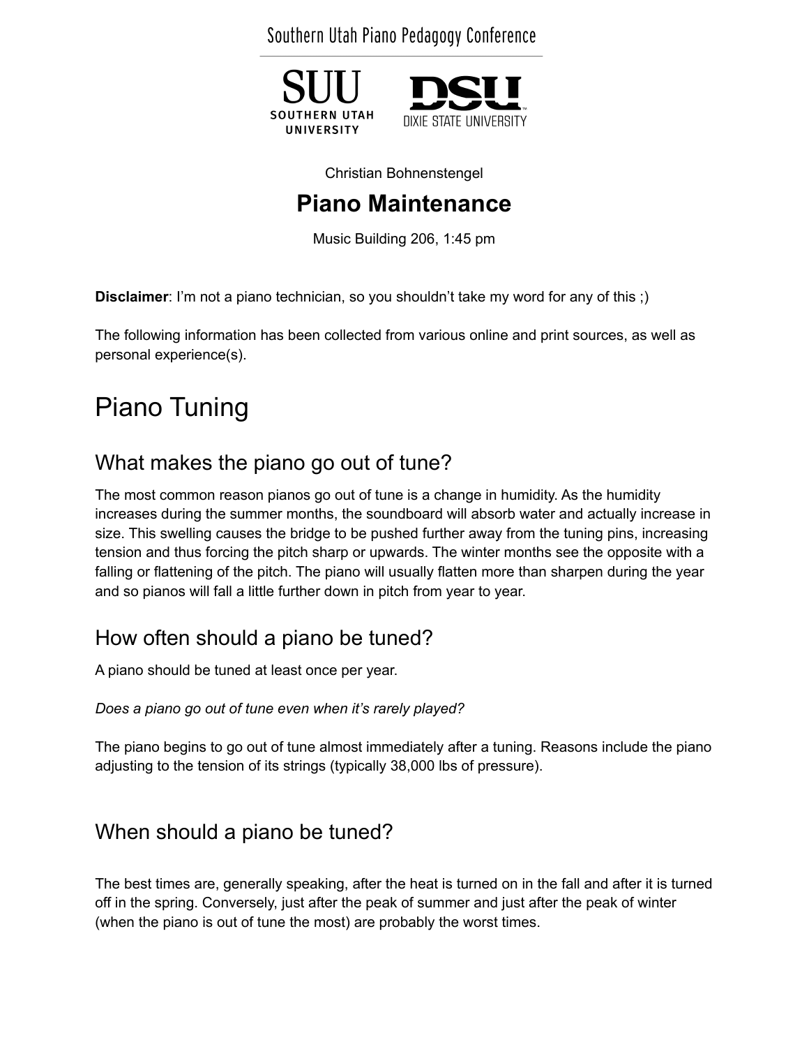Southern Utah Piano Pedagogy Conference

SUU SOUTHERN UTAH UNIVERSITY

DSU DIXIE STATE UNIVERSITY

Christian Bohnenstengel

# Piano Maintenance

Music Building 206, 1:45 pm

**Disclaimer**: I'm not a piano technician, so you shouldn't take my word for any of this ;)

The following information has been collected from various online and print sources, as well as personal experience(s).

# Piano Tuning

## What makes the piano go out of tune?

The most common reason pianos go out of tune is a change in humidity. As the humidity increases during the summer months, the soundboard will absorb water and actually increase in size. This swelling causes the bridge to be pushed further away from the tuning pins, increasing tension and thus forcing the pitch sharp or upwards. The winter months see the opposite with a falling or flattening of the pitch. The piano will usually flatten more than sharpen during the year and so pianos will fall a little further down in pitch from year to year.

## How often should a piano be tuned?

A piano should be tuned at least once per year.

*Does a piano go out of tune even when it's rarely played?*

The piano begins to go out of tune almost immediately after a tuning. Reasons include the piano adjusting to the tension of its strings (typically 38,000 lbs of pressure).

## When should a piano be tuned?

The best times are, generally speaking, after the heat is turned on in the fall and after it is turned off in the spring. Conversely, just after the peak of summer and just after the peak of winter (when the piano is out of tune the most) are probably the worst times.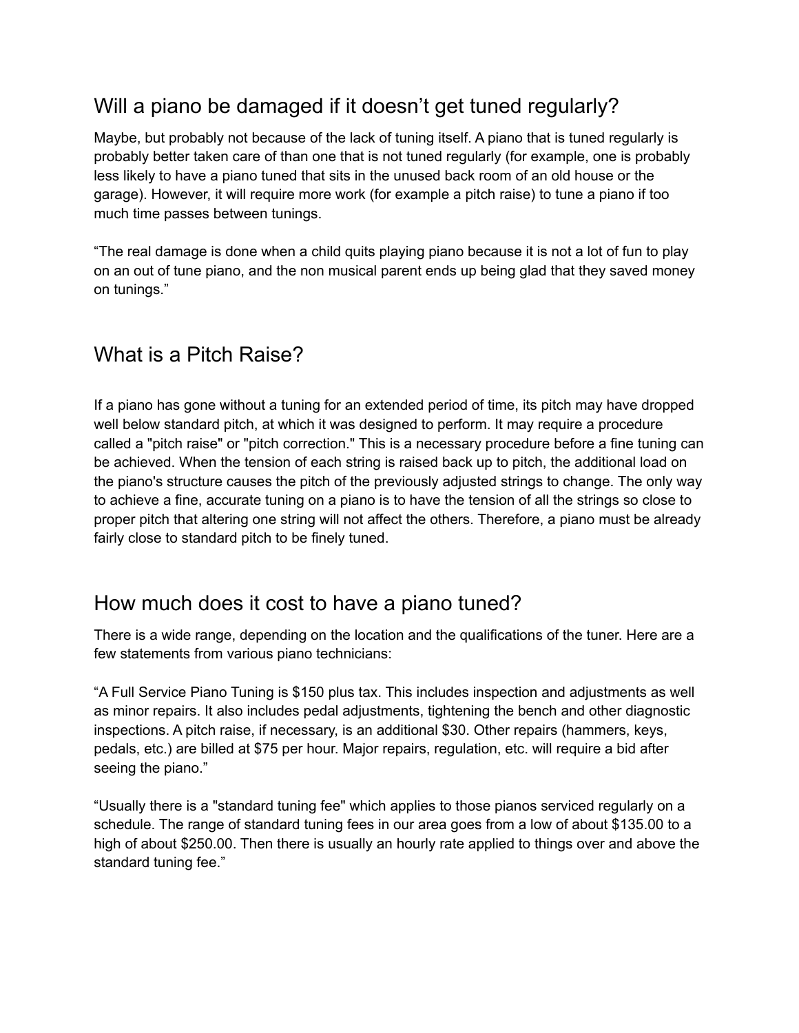## Will a piano be damaged if it doesn't get tuned regularly?

Maybe, but probably not because of the lack of tuning itself. A piano that is tuned regularly is probably better taken care of than one that is not tuned regularly (for example, one is probably less likely to have a piano tuned that sits in the unused back room of an old house or the garage). However, it will require more work (for example a pitch raise) to tune a piano if too much time passes between tunings.

"The real damage is done when a child quits playing piano because it is not a lot of fun to play on an out of tune piano, and the non musical parent ends up being glad that they saved money on tunings."

## What is a Pitch Raise?

If a piano has gone without a tuning for an extended period of time, its pitch may have dropped well below standard pitch, at which it was designed to perform. It may require a procedure called a "pitch raise" or "pitch correction." This is a necessary procedure before a fine tuning can be achieved. When the tension of each string is raised back up to pitch, the additional load on the piano's structure causes the pitch of the previously adjusted strings to change. The only way to achieve a fine, accurate tuning on a piano is to have the tension of all the strings so close to proper pitch that altering one string will not affect the others. Therefore, a piano must be already fairly close to standard pitch to be finely tuned.

## How much does it cost to have a piano tuned?

There is a wide range, depending on the location and the qualifications of the tuner. Here are a few statements from various piano technicians:

"A Full Service Piano Tuning is $150 plus tax. This includes inspection and adjustments as well as minor repairs. It also includes pedal adjustments, tightening the bench and other diagnostic inspections. A pitch raise, if necessary, is an additional $30. Other repairs (hammers, keys, pedals, etc.) are billed at $75 per hour. Major repairs, regulation, etc. will require a bid after seeing the piano."

"Usually there is a "standard tuning fee" which applies to those pianos serviced regularly on a schedule. The range of standard tuning fees in our area goes from a low of about $135.00 to a high of about $250.00. Then there is usually an hourly rate applied to things over and above the standard tuning fee."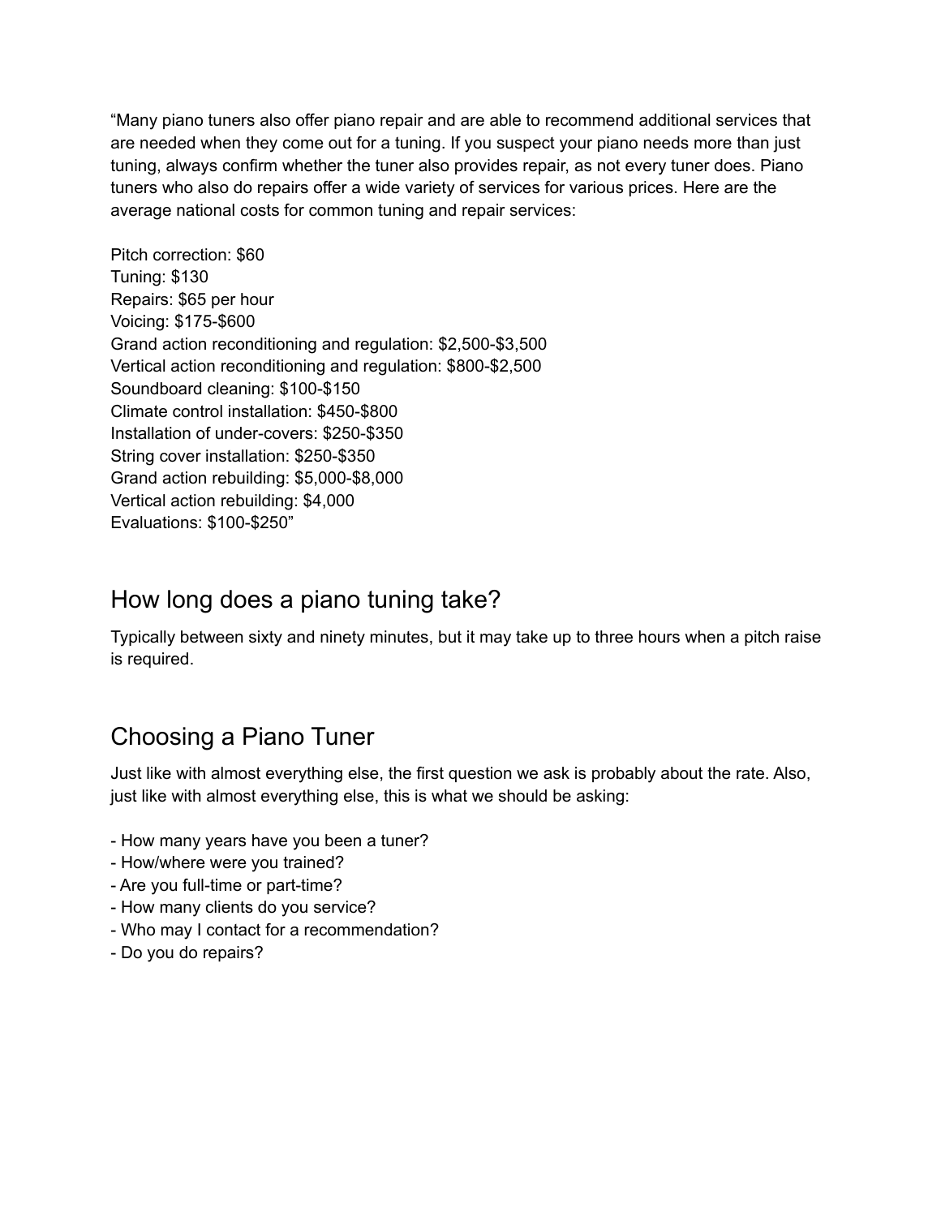“Many piano tuners also offer piano repair and are able to recommend additional services that are needed when they come out for a tuning. If you suspect your piano needs more than just tuning, always confirm whether the tuner also provides repair, as not every tuner does. Piano tuners who also do repairs offer a wide variety of services for various prices. Here are the average national costs for common tuning and repair services:

Pitch correction: $60
Tuning: $130
Repairs: $65 per hour
Voicing: $175-$600
Grand action reconditioning and regulation: $2,500-$3,500
Vertical action reconditioning and regulation: $800-$2,500
Soundboard cleaning: $100-$150
Climate control installation: $450-$800
Installation of under-covers: $250-$350
String cover installation: $250-$350
Grand action rebuilding: $5,000-$8,000
Vertical action rebuilding: $4,000
Evaluations: $100-$250”

## How long does a piano tuning take?

Typically between sixty and ninety minutes, but it may take up to three hours when a pitch raise is required.

## Choosing a Piano Tuner

Just like with almost everything else, the first question we ask is probably about the rate. Also, just like with almost everything else, this is what we should be asking:

- How many years have you been a tuner?
- How/where were you trained?
- Are you full-time or part-time?
- How many clients do you service?
- Who may I contact for a recommendation?
- Do you do repairs?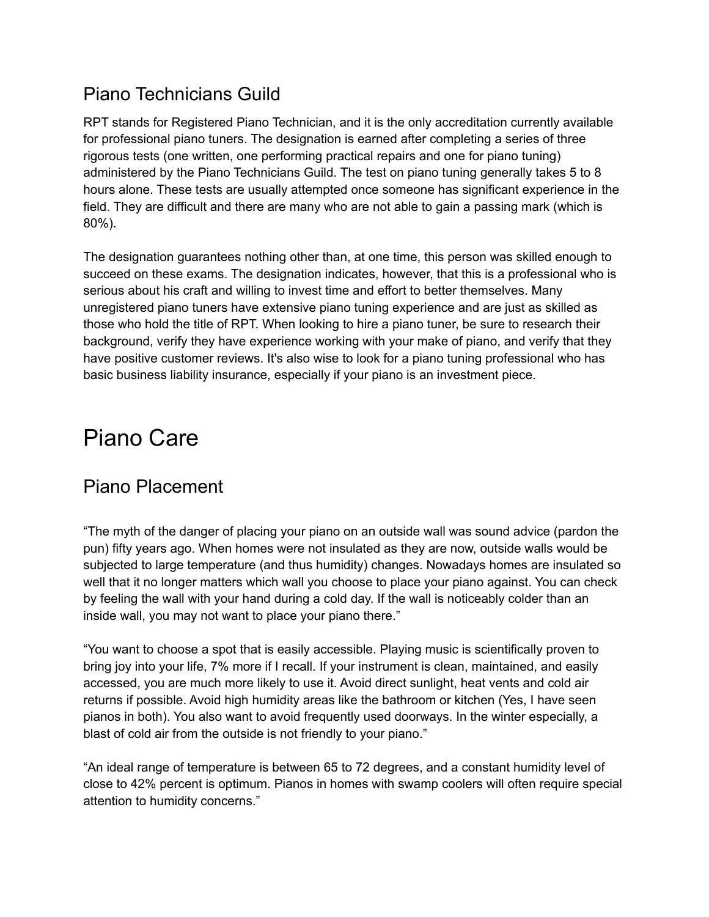## Piano Technicians Guild

RPT stands for Registered Piano Technician, and it is the only accreditation currently available for professional piano tuners. The designation is earned after completing a series of three rigorous tests (one written, one performing practical repairs and one for piano tuning) administered by the Piano Technicians Guild. The test on piano tuning generally takes 5 to 8 hours alone. These tests are usually attempted once someone has significant experience in the field. They are difficult and there are many who are not able to gain a passing mark (which is 80%).

The designation guarantees nothing other than, at one time, this person was skilled enough to succeed on these exams. The designation indicates, however, that this is a professional who is serious about his craft and willing to invest time and effort to better themselves. Many unregistered piano tuners have extensive piano tuning experience and are just as skilled as those who hold the title of RPT. When looking to hire a piano tuner, be sure to research their background, verify they have experience working with your make of piano, and verify that they have positive customer reviews. It's also wise to look for a piano tuning professional who has basic business liability insurance, especially if your piano is an investment piece.

# Piano Care

## Piano Placement

“The myth of the danger of placing your piano on an outside wall was sound advice (pardon the pun) fifty years ago. When homes were not insulated as they are now, outside walls would be subjected to large temperature (and thus humidity) changes. Nowadays homes are insulated so well that it no longer matters which wall you choose to place your piano against. You can check by feeling the wall with your hand during a cold day. If the wall is noticeably colder than an inside wall, you may not want to place your piano there.”

“You want to choose a spot that is easily accessible. Playing music is scientifically proven to bring joy into your life, 7% more if I recall. If your instrument is clean, maintained, and easily accessed, you are much more likely to use it. Avoid direct sunlight, heat vents and cold air returns if possible. Avoid high humidity areas like the bathroom or kitchen (Yes, I have seen pianos in both). You also want to avoid frequently used doorways. In the winter especially, a blast of cold air from the outside is not friendly to your piano.”

“An ideal range of temperature is between 65 to 72 degrees, and a constant humidity level of close to 42% percent is optimum. Pianos in homes with swamp coolers will often require special attention to humidity concerns.”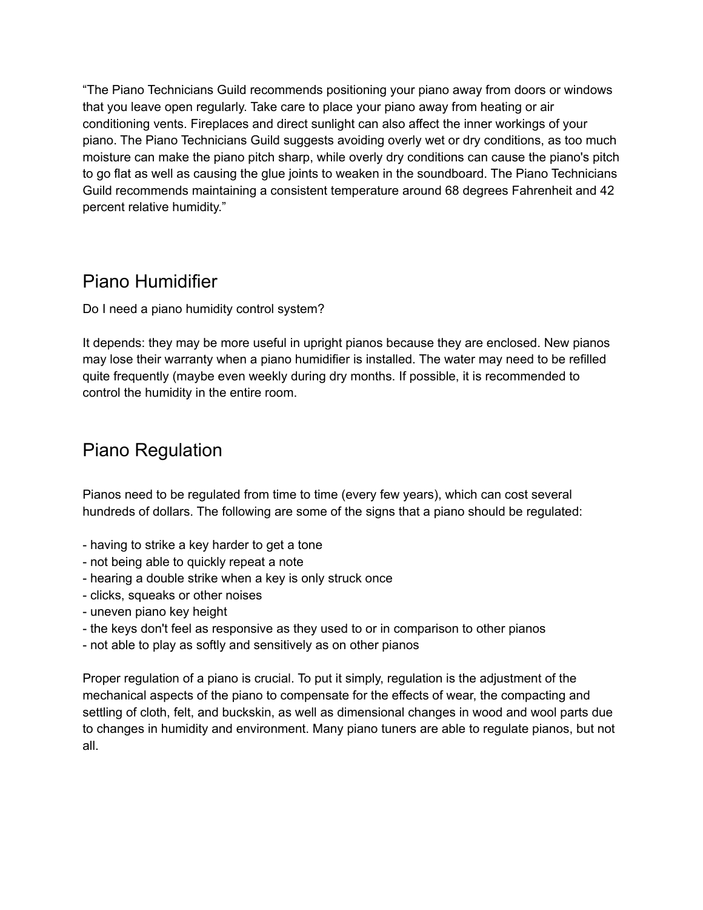“The Piano Technicians Guild recommends positioning your piano away from doors or windows that you leave open regularly. Take care to place your piano away from heating or air conditioning vents. Fireplaces and direct sunlight can also affect the inner workings of your piano. The Piano Technicians Guild suggests avoiding overly wet or dry conditions, as too much moisture can make the piano pitch sharp, while overly dry conditions can cause the piano's pitch to go flat as well as causing the glue joints to weaken in the soundboard. The Piano Technicians Guild recommends maintaining a consistent temperature around 68 degrees Fahrenheit and 42 percent relative humidity.”

## Piano Humidifier

Do I need a piano humidity control system?

It depends: they may be more useful in upright pianos because they are enclosed. New pianos may lose their warranty when a piano humidifier is installed. The water may need to be refilled quite frequently (maybe even weekly during dry months. If possible, it is recommended to control the humidity in the entire room.

## Piano Regulation

Pianos need to be regulated from time to time (every few years), which can cost several hundreds of dollars. The following are some of the signs that a piano should be regulated:

- having to strike a key harder to get a tone
- not being able to quickly repeat a note
- hearing a double strike when a key is only struck once
- clicks, squeaks or other noises
- uneven piano key height
- the keys don't feel as responsive as they used to or in comparison to other pianos
- not able to play as softly and sensitively as on other pianos

Proper regulation of a piano is crucial. To put it simply, regulation is the adjustment of the mechanical aspects of the piano to compensate for the effects of wear, the compacting and settling of cloth, felt, and buckskin, as well as dimensional changes in wood and wool parts due to changes in humidity and environment. Many piano tuners are able to regulate pianos, but not all.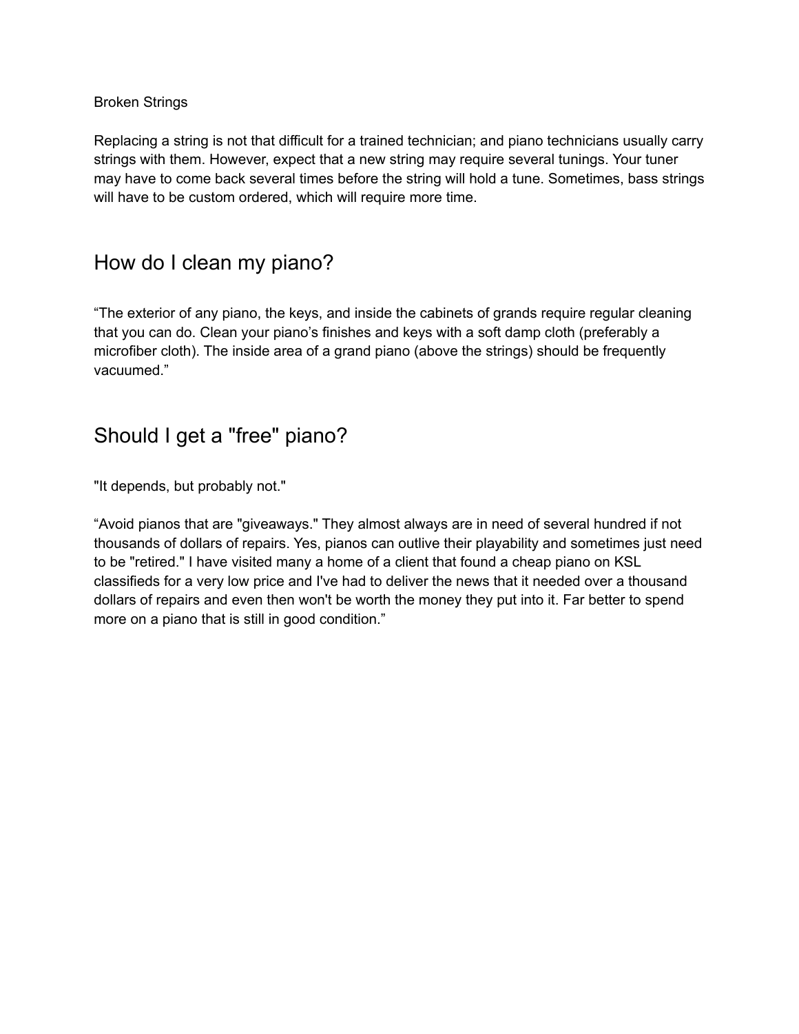Broken Strings

Replacing a string is not that difficult for a trained technician; and piano technicians usually carry strings with them. However, expect that a new string may require several tunings. Your tuner may have to come back several times before the string will hold a tune. Sometimes, bass strings will have to be custom ordered, which will require more time.

## How do I clean my piano?

“The exterior of any piano, the keys, and inside the cabinets of grands require regular cleaning that you can do. Clean your piano’s finishes and keys with a soft damp cloth (preferably a microfiber cloth). The inside area of a grand piano (above the strings) should be frequently vacuumed.”

## Should I get a "free" piano?

"It depends, but probably not."

“Avoid pianos that are "giveaways." They almost always are in need of several hundred if not thousands of dollars of repairs. Yes, pianos can outlive their playability and sometimes just need to be "retired." I have visited many a home of a client that found a cheap piano on KSL classifieds for a very low price and I've had to deliver the news that it needed over a thousand dollars of repairs and even then won't be worth the money they put into it. Far better to spend more on a piano that is still in good condition.”